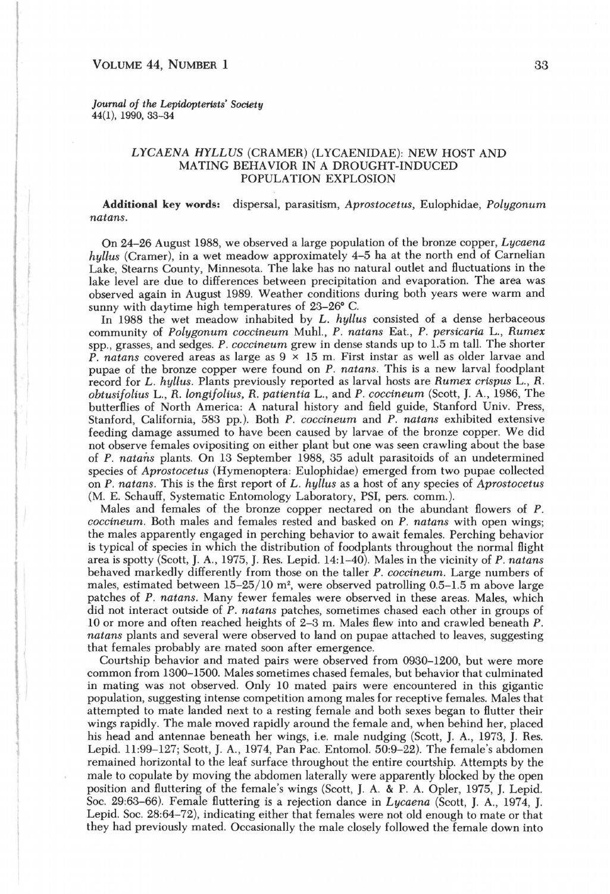*Journal of the Lepidopterists' Society*
44(1), 1990, 33–34

# *LYCAENA HYLLUS* (CRAMER) (LYCAENIDAE): NEW HOST AND MATING BEHAVIOR IN A DROUGHT-INDUCED POPULATION EXPLOSION

**Additional key words:** dispersal, parasitism, *Aprostocetus*, Eulophidae, *Polygonum natans*.

On 24–26 August 1988, we observed a large population of the bronze copper, *Lycaena hyllus* (Cramer), in a wet meadow approximately 4–5 ha at the north end of Carnelian Lake, Stearns County, Minnesota. The lake has no natural outlet and fluctuations in the lake level are due to differences between precipitation and evaporation. The area was observed again in August 1989. Weather conditions during both years were warm and sunny with daytime high temperatures of 23–26° C.

In 1988 the wet meadow inhabited by *L. hyllus* consisted of a dense herbaceous community of *Polygonum coccineum* Muhl., *P. natans* Eat., *P. persicaria* L., *Rumex* spp., grasses, and sedges. *P. coccineum* grew in dense stands up to 1.5 m tall. The shorter *P. natans* covered areas as large as 9 × 15 m. First instar as well as older larvae and pupae of the bronze copper were found on *P. natans*. This is a new larval foodplant record for *L. hyllus*. Plants previously reported as larval hosts are *Rumex crispus* L., *R. obtusifolius* L., *R. longifolius*, *R. patientia* L., and *P. coccineum* (Scott, J. A., 1986, The butterflies of North America: A natural history and field guide, Stanford Univ. Press, Stanford, California, 583 pp.). Both *P. coccineum* and *P. natans* exhibited extensive feeding damage assumed to have been caused by larvae of the bronze copper. We did not observe females ovipositing on either plant but one was seen crawling about the base of *P. natans* plants. On 13 September 1988, 35 adult parasitoids of an undetermined species of *Aprostocetus* (Hymenoptera: Eulophidae) emerged from two pupae collected on *P. natans*. This is the first report of *L. hyllus* as a host of any species of *Aprostocetus* (M. E. Schauff, Systematic Entomology Laboratory, PSI, pers. comm.).

Males and females of the bronze copper nectared on the abundant flowers of *P. coccineum*. Both males and females rested and basked on *P. natans* with open wings; the males apparently engaged in perching behavior to await females. Perching behavior is typical of species in which the distribution of foodplants throughout the normal flight area is spotty (Scott, J. A., 1975, J. Res. Lepid. 14:1–40). Males in the vicinity of *P. natans* behaved markedly differently from those on the taller *P. coccineum*. Large numbers of males, estimated between 15–25/10 m², were observed patrolling 0.5–1.5 m above large patches of *P. natans*. Many fewer females were observed in these areas. Males, which did not interact outside of *P. natans* patches, sometimes chased each other in groups of 10 or more and often reached heights of 2–3 m. Males flew into and crawled beneath *P. natans* plants and several were observed to land on pupae attached to leaves, suggesting that females probably are mated soon after emergence.

Courtship behavior and mated pairs were observed from 0930–1200, but were more common from 1300–1500. Males sometimes chased females, but behavior that culminated in mating was not observed. Only 10 mated pairs were encountered in this gigantic population, suggesting intense competition among males for receptive females. Males that attempted to mate landed next to a resting female and both sexes began to flutter their wings rapidly. The male moved rapidly around the female and, when behind her, placed his head and antennae beneath her wings, i.e. male nudging (Scott, J. A., 1973, J. Res. Lepid. 11:99–127; Scott, J. A., 1974, Pan Pac. Entomol. 50:9–22). The female's abdomen remained horizontal to the leaf surface throughout the entire courtship. Attempts by the male to copulate by moving the abdomen laterally were apparently blocked by the open position and fluttering of the female's wings (Scott, J. A. & P. A. Opler, 1975, J. Lepid. Soc. 29:63–66). Female fluttering is a rejection dance in *Lycaena* (Scott, J. A., 1974, J. Lepid. Soc. 28:64–72), indicating either that females were not old enough to mate or that they had previously mated. Occasionally the male closely followed the female down into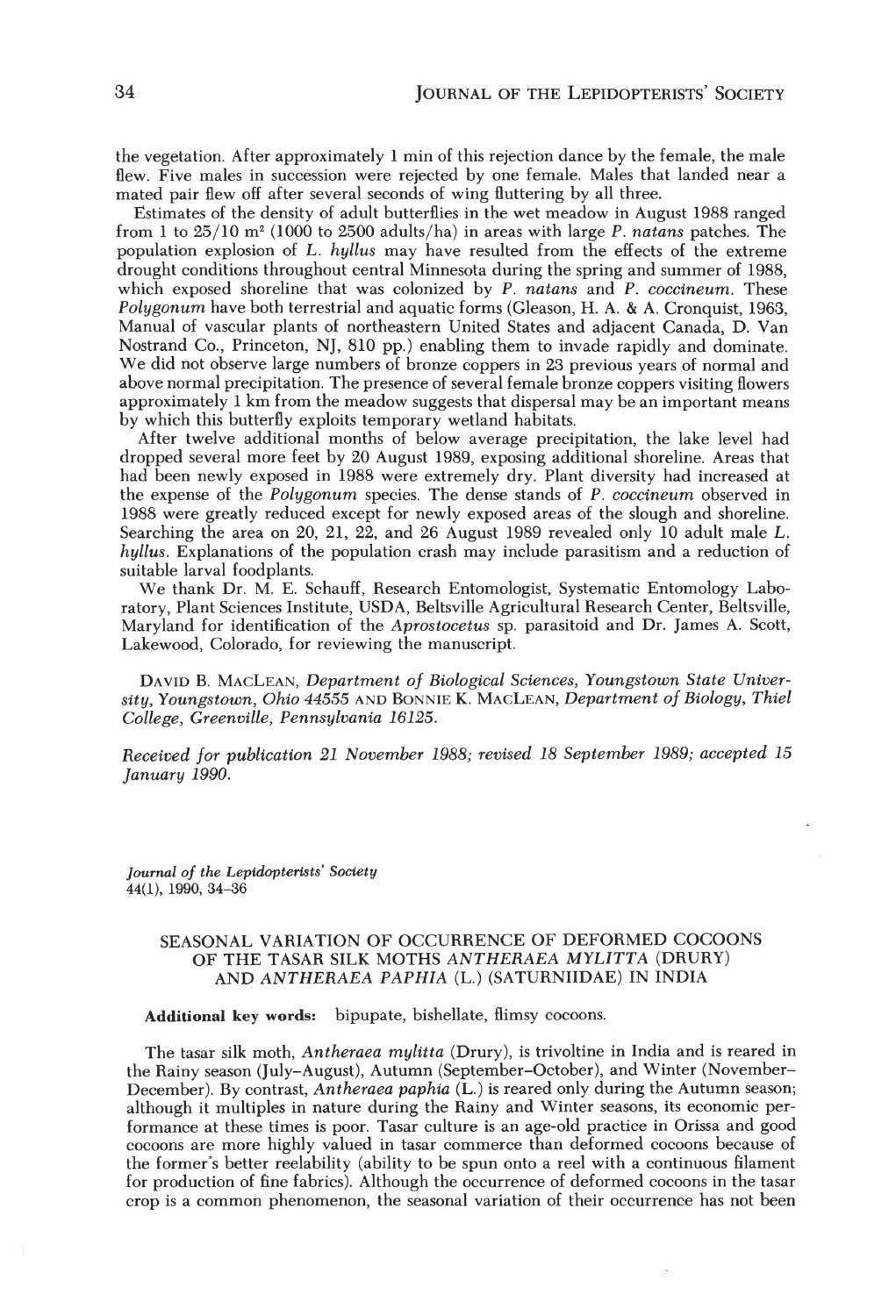the vegetation. After approximately 1 min of this rejection dance by the female, the male flew. Five males in succession were rejected by one female. Males that landed near a mated pair flew off after several seconds of wing fluttering by all three.

Estimates of the density of adult butterflies in the wet meadow in August 1988 ranged from 1 to 25/10 $m^2$ (1000 to 2500 adults/ha) in areas with large *P. natans* patches. The population explosion of *L. hyllus* may have resulted from the effects of the extreme drought conditions throughout central Minnesota during the spring and summer of 1988, which exposed shoreline that was colonized by *P. natans* and *P. coccineum*. These *Polygonum* have both terrestrial and aquatic forms (Gleason, H. A. & A. Cronquist, 1963, Manual of vascular plants of northeastern United States and adjacent Canada, D. Van Nostrand Co., Princeton, NJ, 810 pp.) enabling them to invade rapidly and dominate. We did not observe large numbers of bronze coppers in 23 previous years of normal and above normal precipitation. The presence of several female bronze coppers visiting flowers approximately 1 km from the meadow suggests that dispersal may be an important means by which this butterfly exploits temporary wetland habitats.

After twelve additional months of below average precipitation, the lake level had dropped several more feet by 20 August 1989, exposing additional shoreline. Areas that had been newly exposed in 1988 were extremely dry. Plant diversity had increased at the expense of the *Polygonum* species. The dense stands of *P. coccineum* observed in 1988 were greatly reduced except for newly exposed areas of the slough and shoreline. Searching the area on 20, 21, 22, and 26 August 1989 revealed only 10 adult male *L. hyllus*. Explanations of the population crash may include parasitism and a reduction of suitable larval foodplants.

We thank Dr. M. E. Schauff, Research Entomologist, Systematic Entomology Laboratory, Plant Sciences Institute, USDA, Beltsville Agricultural Research Center, Beltsville, Maryland for identification of the *Aprostocetus* sp. parasitoid and Dr. James A. Scott, Lakewood, Colorado, for reviewing the manuscript.

DAVID B. MACLEAN, *Department of Biological Sciences, Youngstown State University, Youngstown, Ohio 44555* AND BONNIE K. MACLEAN, *Department of Biology, Thiel College, Greenville, Pennsylvania 16125.*

*Received for publication 21 November 1988; revised 18 September 1989; accepted 15 January 1990.*

*Journal of the Lepidopterists' Society*
44(1), 1990, 34–36

## SEASONAL VARIATION OF OCCURRENCE OF DEFORMED COCOONS OF THE TASAR SILK MOTHS *ANTHERAEA MYLITTA* (DRURY) AND *ANTHERAEA PAPHIA* (L.) (SATURNIIDAE) IN INDIA

**Additional key words:** bipupate, bishellate, flimsy cocoons.

The tasar silk moth, *Antheraea mylitta* (Drury), is trivoltine in India and is reared in the Rainy season (July–August), Autumn (September–October), and Winter (November–December). By contrast, *Antheraea paphia* (L.) is reared only during the Autumn season; although it multiples in nature during the Rainy and Winter seasons, its economic performance at these times is poor. Tasar culture is an age-old practice in Orissa and good cocoons are more highly valued in tasar commerce than deformed cocoons because of the former's better reelability (ability to be spun onto a reel with a continuous filament for production of fine fabrics). Although the occurrence of deformed cocoons in the tasar crop is a common phenomenon, the seasonal variation of their occurrence has not been